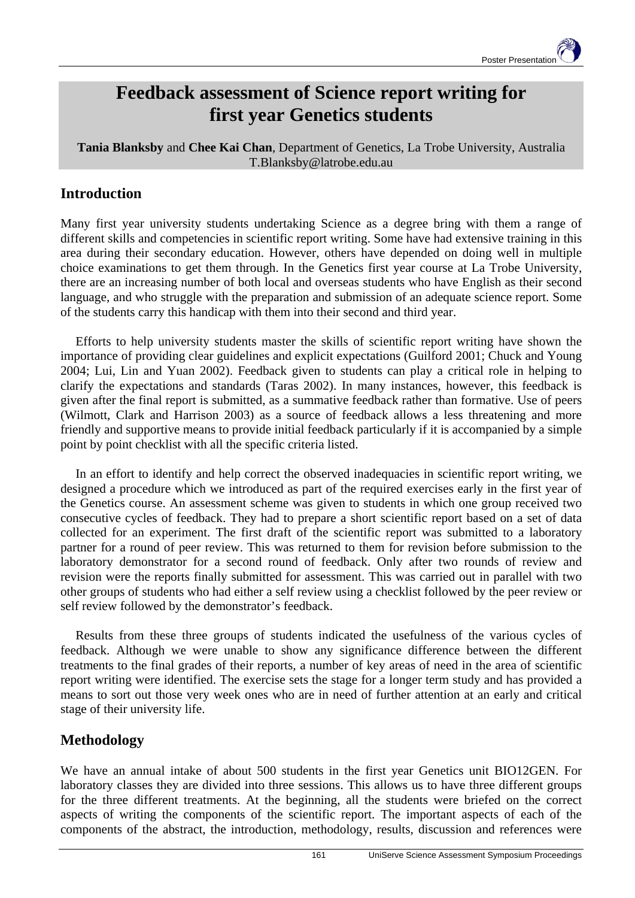# Feedback assessment of Science report writing for first year Genetics students

**Tania Blanksby** and **Chee Kai Chan**, Department of Genetics, La Trobe University, Australia
T.Blanksby@latrobe.edu.au

## Introduction

Many first year university students undertaking Science as a degree bring with them a range of different skills and competencies in scientific report writing. Some have had extensive training in this area during their secondary education. However, others have depended on doing well in multiple choice examinations to get them through. In the Genetics first year course at La Trobe University, there are an increasing number of both local and overseas students who have English as their second language, and who struggle with the preparation and submission of an adequate science report. Some of the students carry this handicap with them into their second and third year.

Efforts to help university students master the skills of scientific report writing have shown the importance of providing clear guidelines and explicit expectations (Guilford 2001; Chuck and Young 2004; Lui, Lin and Yuan 2002). Feedback given to students can play a critical role in helping to clarify the expectations and standards (Taras 2002). In many instances, however, this feedback is given after the final report is submitted, as a summative feedback rather than formative. Use of peers (Wilmott, Clark and Harrison 2003) as a source of feedback allows a less threatening and more friendly and supportive means to provide initial feedback particularly if it is accompanied by a simple point by point checklist with all the specific criteria listed.

In an effort to identify and help correct the observed inadequacies in scientific report writing, we designed a procedure which we introduced as part of the required exercises early in the first year of the Genetics course. An assessment scheme was given to students in which one group received two consecutive cycles of feedback. They had to prepare a short scientific report based on a set of data collected for an experiment. The first draft of the scientific report was submitted to a laboratory partner for a round of peer review. This was returned to them for revision before submission to the laboratory demonstrator for a second round of feedback. Only after two rounds of review and revision were the reports finally submitted for assessment. This was carried out in parallel with two other groups of students who had either a self review using a checklist followed by the peer review or self review followed by the demonstrator's feedback.

Results from these three groups of students indicated the usefulness of the various cycles of feedback. Although we were unable to show any significance difference between the different treatments to the final grades of their reports, a number of key areas of need in the area of scientific report writing were identified. The exercise sets the stage for a longer term study and has provided a means to sort out those very week ones who are in need of further attention at an early and critical stage of their university life.

## Methodology

We have an annual intake of about 500 students in the first year Genetics unit BIO12GEN. For laboratory classes they are divided into three sessions. This allows us to have three different groups for the three different treatments. At the beginning, all the students were briefed on the correct aspects of writing the components of the scientific report. The important aspects of each of the components of the abstract, the introduction, methodology, results, discussion and references were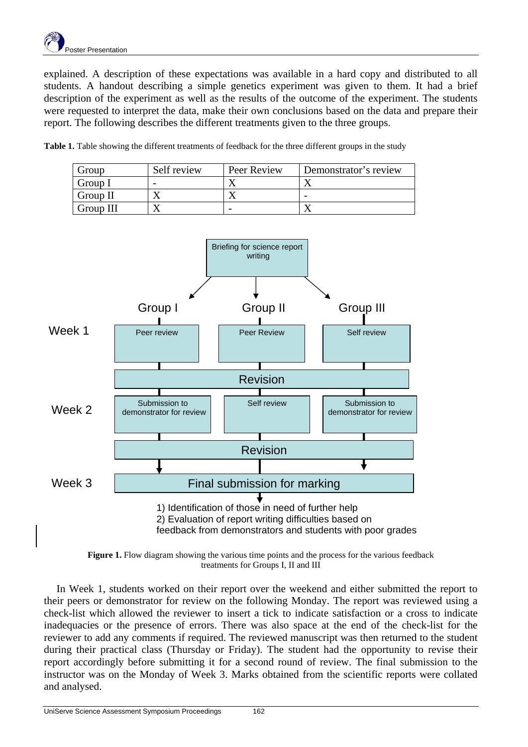explained. A description of these expectations was available in a hard copy and distributed to all students. A handout describing a simple genetics experiment was given to them. It had a brief description of the experiment as well as the results of the outcome of the experiment. The students were requested to interpret the data, make their own conclusions based on the data and prepare their report. The following describes the different treatments given to the three groups.

**Table 1.** Table showing the different treatments of feedback for the three different groups in the study

| Group | Self review | Peer Review | Demonstrator's review |
|---|---|---|---|
| Group I | - | X | X |
| Group II | X | X | - |
| Group III | X | - | X |

Briefing for science report writing

| | Group I | Group II | Group III |
|---|---|---|---|
| Week 1 | Peer review | Peer Review | Self review |
| | Revision | Revision | Revision |
| Week 2 | Submission to demonstrator for review | Self review | Submission to demonstrator for review |
| | Revision | Revision | Revision |
| Week 3 | Final submission for marking | Final submission for marking | Final submission for marking |

1) Identification of those in need of further help
2) Evaluation of report writing difficulties based on feedback from demonstrators and students with poor grades

**Figure 1.** Flow diagram showing the various time points and the process for the various feedback treatments for Groups I, II and III

In Week 1, students worked on their report over the weekend and either submitted the report to their peers or demonstrator for review on the following Monday. The report was reviewed using a check-list which allowed the reviewer to insert a tick to indicate satisfaction or a cross to indicate inadequacies or the presence of errors. There was also space at the end of the check-list for the reviewer to add any comments if required. The reviewed manuscript was then returned to the student during their practical class (Thursday or Friday). The student had the opportunity to revise their report accordingly before submitting it for a second round of review. The final submission to the instructor was on the Monday of Week 3. Marks obtained from the scientific reports were collated and analysed.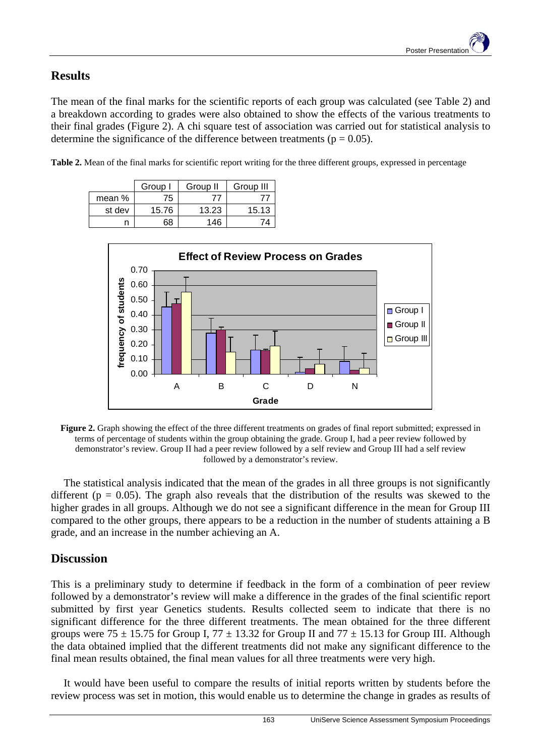## Results

The mean of the final marks for the scientific reports of each group was calculated (see Table 2) and a breakdown according to grades were also obtained to show the effects of the various treatments to their final grades (Figure 2). A chi square test of association was carried out for statistical analysis to determine the significance of the difference between treatments ($p = 0.05$).

**Table 2.** Mean of the final marks for scientific report writing for the three different groups, expressed in percentage

| | Group I | Group II | Group III |
|---|---|---|---|
| mean % | 75 | 77 | 77 |
| st dev | 15.76 | 13.23 | 15.13 |
| n | 68 | 146 | 74 |

**Figure 2.** Graph showing the effect of the three different treatments on grades of final report submitted; expressed in terms of percentage of students within the group obtaining the grade. Group I, had a peer review followed by demonstrator's review. Group II had a peer review followed by a self review and Group III had a self review followed by a demonstrator's review.

The statistical analysis indicated that the mean of the grades in all three groups is not significantly different ($p = 0.05$). The graph also reveals that the distribution of the results was skewed to the higher grades in all groups. Although we do not see a significant difference in the mean for Group III compared to the other groups, there appears to be a reduction in the number of students attaining a B grade, and an increase in the number achieving an A.

## Discussion

This is a preliminary study to determine if feedback in the form of a combination of peer review followed by a demonstrator's review will make a difference in the grades of the final scientific report submitted by first year Genetics students. Results collected seem to indicate that there is no significant difference for the three different treatments. The mean obtained for the three different groups were $75 \pm 15.75$ for Group I, $77 \pm 13.32$ for Group II and $77 \pm 15.13$ for Group III. Although the data obtained implied that the different treatments did not make any significant difference to the final mean results obtained, the final mean values for all three treatments were very high.

It would have been useful to compare the results of initial reports written by students before the review process was set in motion, this would enable us to determine the change in grades as results of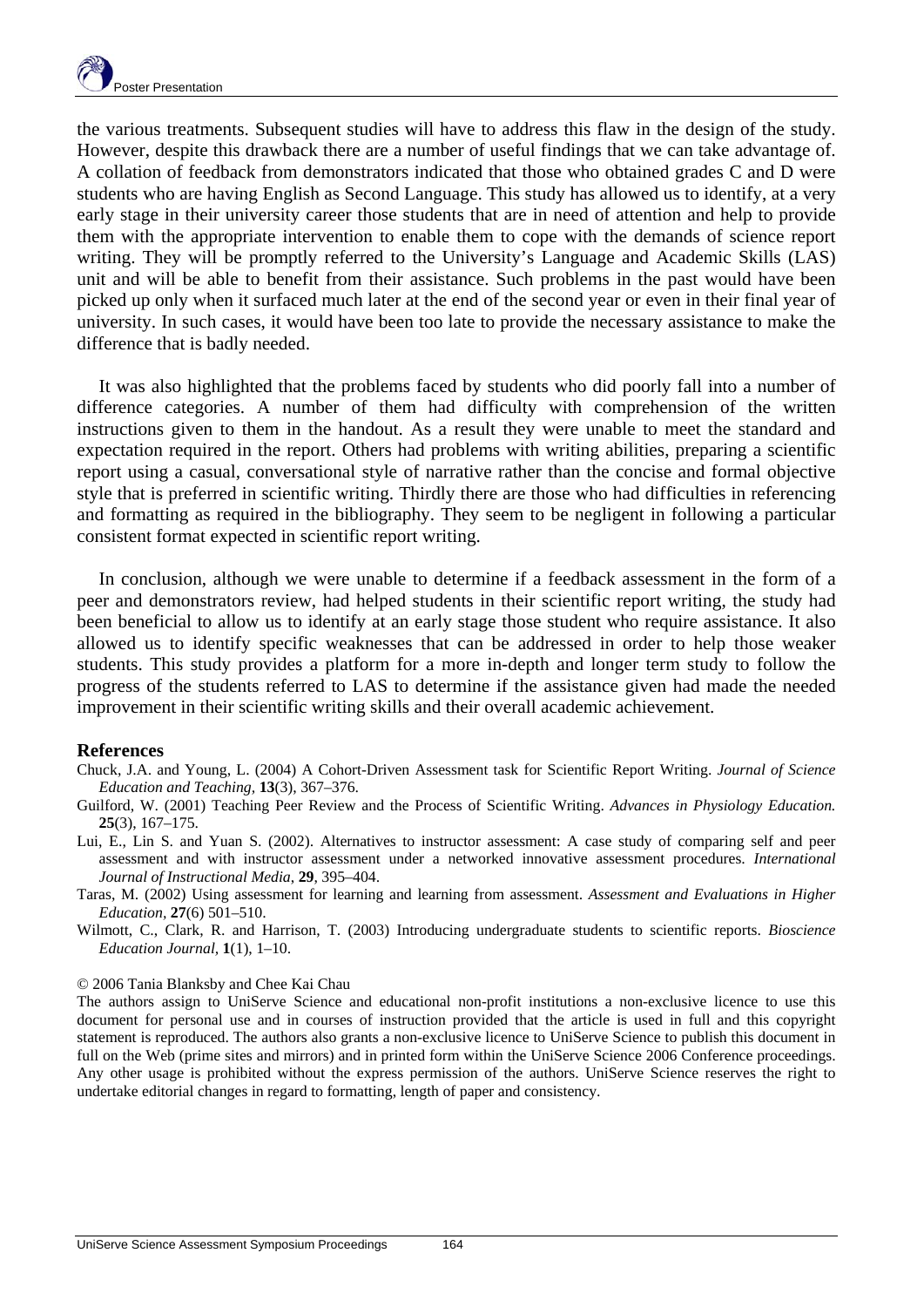the various treatments. Subsequent studies will have to address this flaw in the design of the study. However, despite this drawback there are a number of useful findings that we can take advantage of. A collation of feedback from demonstrators indicated that those who obtained grades C and D were students who are having English as Second Language. This study has allowed us to identify, at a very early stage in their university career those students that are in need of attention and help to provide them with the appropriate intervention to enable them to cope with the demands of science report writing. They will be promptly referred to the University's Language and Academic Skills (LAS) unit and will be able to benefit from their assistance. Such problems in the past would have been picked up only when it surfaced much later at the end of the second year or even in their final year of university. In such cases, it would have been too late to provide the necessary assistance to make the difference that is badly needed.

It was also highlighted that the problems faced by students who did poorly fall into a number of difference categories. A number of them had difficulty with comprehension of the written instructions given to them in the handout. As a result they were unable to meet the standard and expectation required in the report. Others had problems with writing abilities, preparing a scientific report using a casual, conversational style of narrative rather than the concise and formal objective style that is preferred in scientific writing. Thirdly there are those who had difficulties in referencing and formatting as required in the bibliography. They seem to be negligent in following a particular consistent format expected in scientific report writing.

In conclusion, although we were unable to determine if a feedback assessment in the form of a peer and demonstrators review, had helped students in their scientific report writing, the study had been beneficial to allow us to identify at an early stage those student who require assistance. It also allowed us to identify specific weaknesses that can be addressed in order to help those weaker students. This study provides a platform for a more in-depth and longer term study to follow the progress of the students referred to LAS to determine if the assistance given had made the needed improvement in their scientific writing skills and their overall academic achievement.

## References

Chuck, J.A. and Young, L. (2004) A Cohort-Driven Assessment task for Scientific Report Writing. *Journal of Science Education and Teaching*, **13**(3), 367–376.

Guilford, W. (2001) Teaching Peer Review and the Process of Scientific Writing. *Advances in Physiology Education.* **25**(3), 167–175.

Lui, E., Lin S. and Yuan S. (2002). Alternatives to instructor assessment: A case study of comparing self and peer assessment and with instructor assessment under a networked innovative assessment procedures. *International Journal of Instructional Media*, **29**, 395–404.

Taras, M. (2002) Using assessment for learning and learning from assessment. *Assessment and Evaluations in Higher Education*, **27**(6) 501–510.

Wilmott, C., Clark, R. and Harrison, T. (2003) Introducing undergraduate students to scientific reports. *Bioscience Education Journal*, **1**(1), 1–10.

© 2006 Tania Blanksby and Chee Kai Chau

The authors assign to UniServe Science and educational non-profit institutions a non-exclusive licence to use this document for personal use and in courses of instruction provided that the article is used in full and this copyright statement is reproduced. The authors also grants a non-exclusive licence to UniServe Science to publish this document in full on the Web (prime sites and mirrors) and in printed form within the UniServe Science 2006 Conference proceedings. Any other usage is prohibited without the express permission of the authors. UniServe Science reserves the right to undertake editorial changes in regard to formatting, length of paper and consistency.